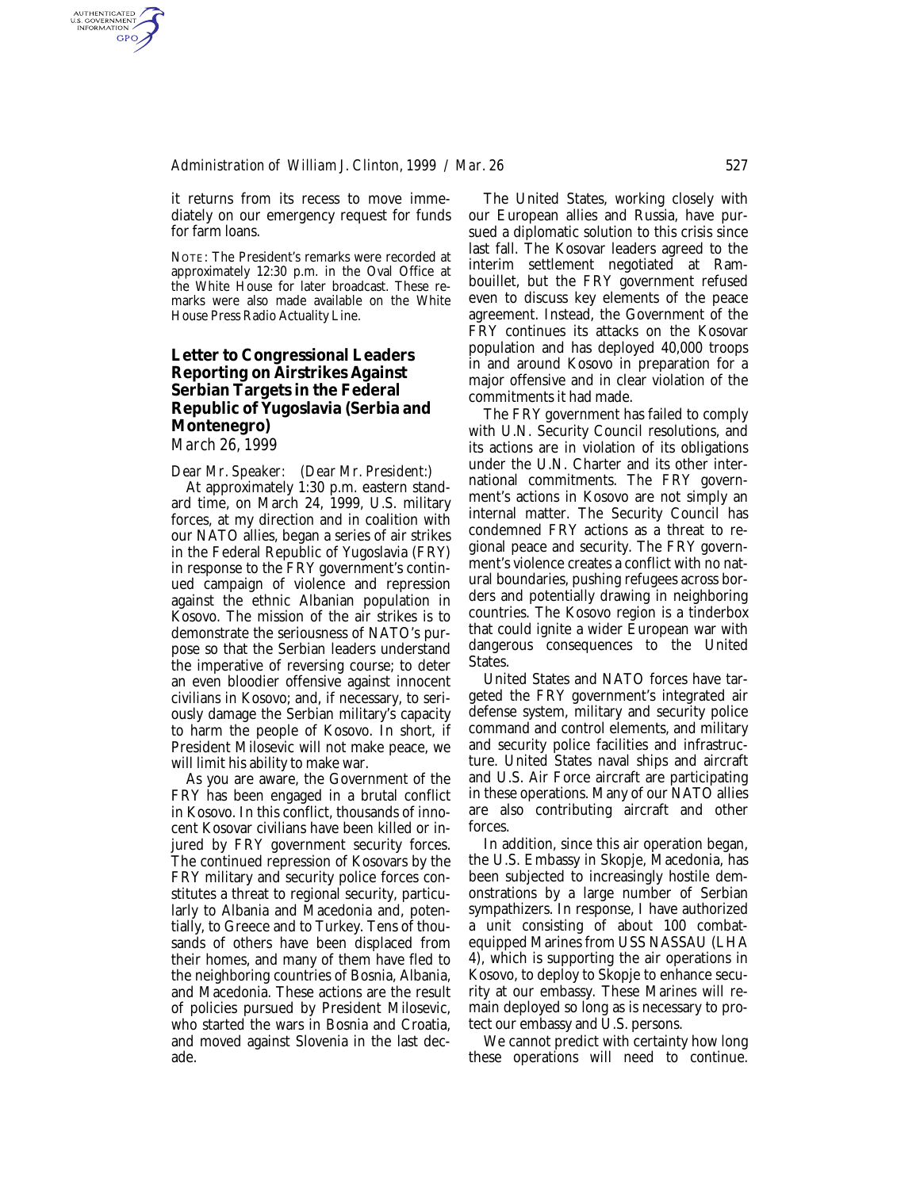it returns from its recess to move immediately on our emergency request for funds for farm loans.

NOTE: The President's remarks were recorded at approximately 12:30 p.m. in the Oval Office at the White House for later broadcast. These remarks were also made available on the White House Press Radio Actuality Line.

## Letter to Congressional Leaders Reporting on Airstrikes Against Serbian Targets in the Federal Republic of Yugoslavia (Serbia and Montenegro)

*March 26, 1999*

*Dear Mr. Speaker: (Dear Mr. President:)*

At approximately 1:30 p.m. eastern standard time, on March 24, 1999, U.S. military forces, at my direction and in coalition with our NATO allies, began a series of air strikes in the Federal Republic of Yugoslavia (FRY) in response to the FRY government's continued campaign of violence and repression against the ethnic Albanian population in Kosovo. The mission of the air strikes is to demonstrate the seriousness of NATO's purpose so that the Serbian leaders understand the imperative of reversing course; to deter an even bloodier offensive against innocent civilians in Kosovo; and, if necessary, to seriously damage the Serbian military's capacity to harm the people of Kosovo. In short, if President Milosevic will not make peace, we will limit his ability to make war.

As you are aware, the Government of the FRY has been engaged in a brutal conflict in Kosovo. In this conflict, thousands of innocent Kosovar civilians have been killed or injured by FRY government security forces. The continued repression of Kosovars by the FRY military and security police forces constitutes a threat to regional security, particularly to Albania and Macedonia and, potentially, to Greece and to Turkey. Tens of thousands of others have been displaced from their homes, and many of them have fled to the neighboring countries of Bosnia, Albania, and Macedonia. These actions are the result of policies pursued by President Milosevic, who started the wars in Bosnia and Croatia, and moved against Slovenia in the last decade.

The United States, working closely with our European allies and Russia, have pursued a diplomatic solution to this crisis since last fall. The Kosovar leaders agreed to the interim settlement negotiated at Rambouillet, but the FRY government refused even to discuss key elements of the peace agreement. Instead, the Government of the FRY continues its attacks on the Kosovar population and has deployed 40,000 troops in and around Kosovo in preparation for a major offensive and in clear violation of the commitments it had made.

The FRY government has failed to comply with U.N. Security Council resolutions, and its actions are in violation of its obligations under the U.N. Charter and its other international commitments. The FRY government's actions in Kosovo are not simply an internal matter. The Security Council has condemned FRY actions as a threat to regional peace and security. The FRY government's violence creates a conflict with no natural boundaries, pushing refugees across borders and potentially drawing in neighboring countries. The Kosovo region is a tinderbox that could ignite a wider European war with dangerous consequences to the United States.

United States and NATO forces have targeted the FRY government's integrated air defense system, military and security police command and control elements, and military and security police facilities and infrastructure. United States naval ships and aircraft and U.S. Air Force aircraft are participating in these operations. Many of our NATO allies are also contributing aircraft and other forces.

In addition, since this air operation began, the U.S. Embassy in Skopje, Macedonia, has been subjected to increasingly hostile demonstrations by a large number of Serbian sympathizers. In response, I have authorized a unit consisting of about 100 combat-equipped Marines from USS NASSAU (LHA 4), which is supporting the air operations in Kosovo, to deploy to Skopje to enhance security at our embassy. These Marines will remain deployed so long as is necessary to protect our embassy and U.S. persons.

We cannot predict with certainty how long these operations will need to continue.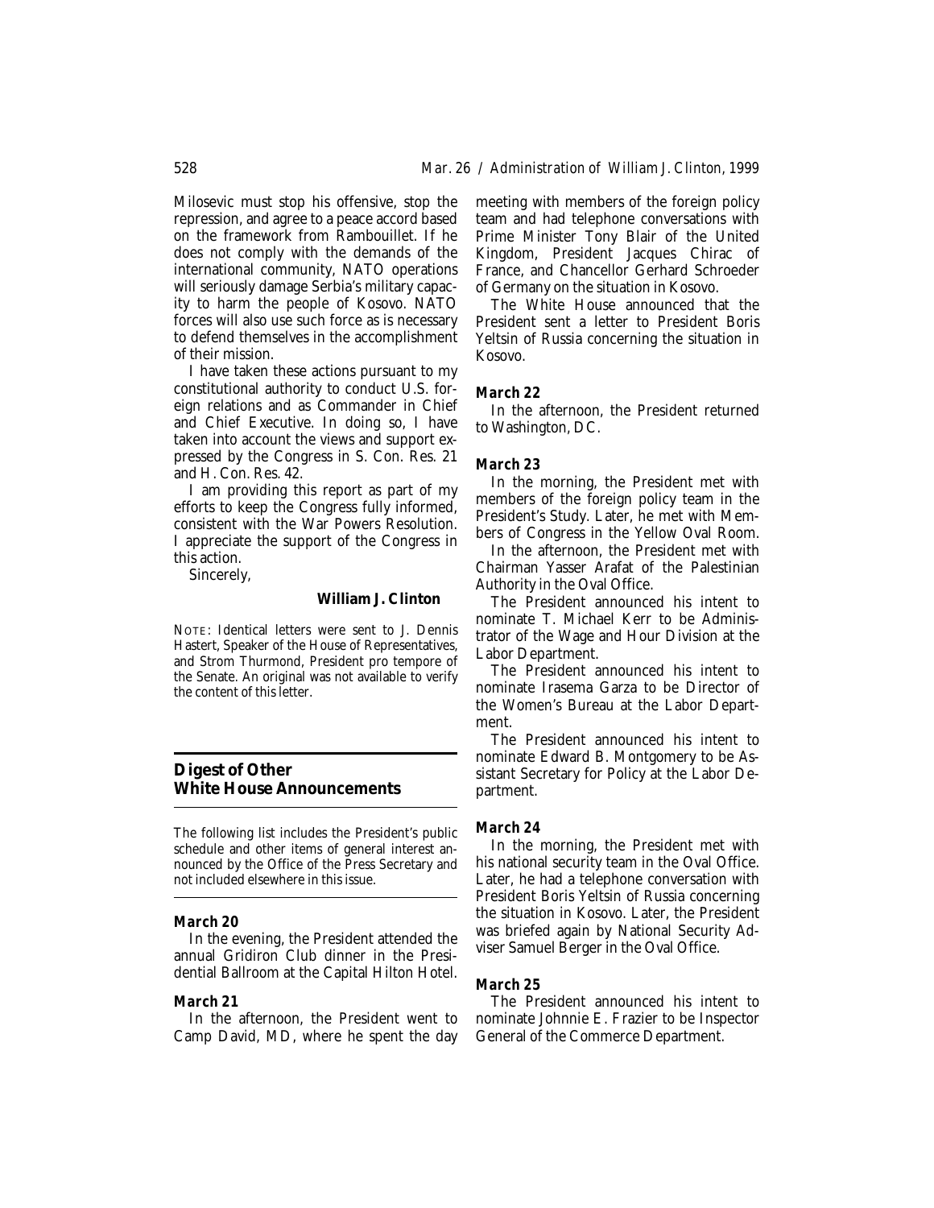Milosevic must stop his offensive, stop the repression, and agree to a peace accord based on the framework from Rambouillet. If he does not comply with the demands of the international community, NATO operations will seriously damage Serbia's military capacity to harm the people of Kosovo. NATO forces will also use such force as is necessary to defend themselves in the accomplishment of their mission.

I have taken these actions pursuant to my constitutional authority to conduct U.S. foreign relations and as Commander in Chief and Chief Executive. In doing so, I have taken into account the views and support expressed by the Congress in S. Con. Res. 21 and H. Con. Res. 42.

I am providing this report as part of my efforts to keep the Congress fully informed, consistent with the War Powers Resolution. I appreciate the support of the Congress in this action.

Sincerely,

**William J. Clinton**

NOTE: Identical letters were sent to J. Dennis Hastert, Speaker of the House of Representatives, and Strom Thurmond, President pro tempore of the Senate. An original was not available to verify the content of this letter.

## Digest of Other White House Announcements

The following list includes the President's public schedule and other items of general interest announced by the Office of the Press Secretary and not included elsewhere in this issue.

**March 20**

In the evening, the President attended the annual Gridiron Club dinner in the Presidential Ballroom at the Capital Hilton Hotel.

**March 21**

In the afternoon, the President went to Camp David, MD, where he spent the day meeting with members of the foreign policy team and had telephone conversations with Prime Minister Tony Blair of the United Kingdom, President Jacques Chirac of France, and Chancellor Gerhard Schroeder of Germany on the situation in Kosovo.

The White House announced that the President sent a letter to President Boris Yeltsin of Russia concerning the situation in Kosovo.

**March 22**

In the afternoon, the President returned to Washington, DC.

**March 23**

In the morning, the President met with members of the foreign policy team in the President's Study. Later, he met with Members of Congress in the Yellow Oval Room.

In the afternoon, the President met with Chairman Yasser Arafat of the Palestinian Authority in the Oval Office.

The President announced his intent to nominate T. Michael Kerr to be Administrator of the Wage and Hour Division at the Labor Department.

The President announced his intent to nominate Irasema Garza to be Director of the Women's Bureau at the Labor Department.

The President announced his intent to nominate Edward B. Montgomery to be Assistant Secretary for Policy at the Labor Department.

**March 24**

In the morning, the President met with his national security team in the Oval Office. Later, he had a telephone conversation with President Boris Yeltsin of Russia concerning the situation in Kosovo. Later, the President was briefed again by National Security Adviser Samuel Berger in the Oval Office.

**March 25**

The President announced his intent to nominate Johnnie E. Frazier to be Inspector General of the Commerce Department.